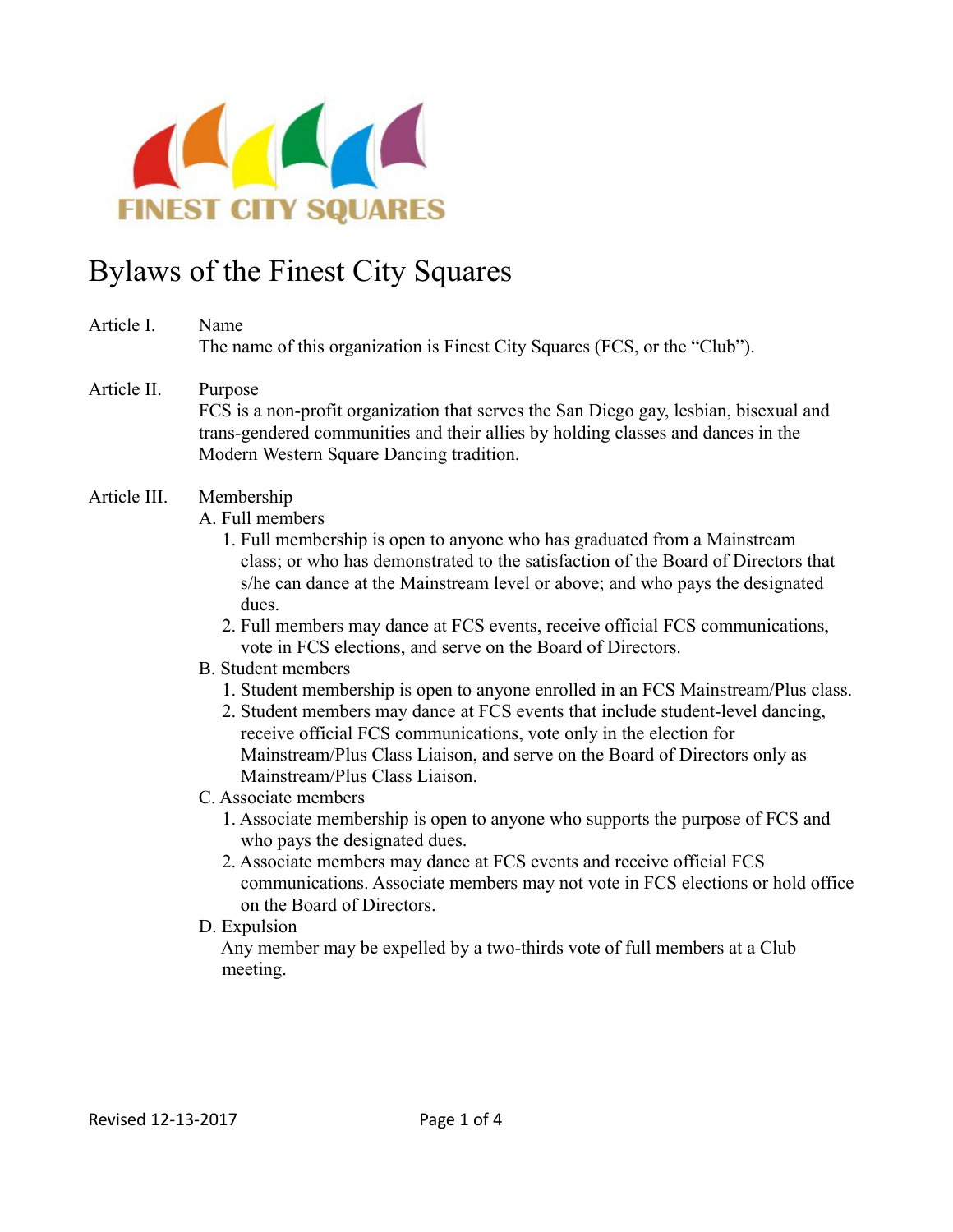FINEST CITY SQUARES

# Bylaws of the Finest City Squares

## Article I. Name

The name of this organization is Finest City Squares (FCS, or the "Club").

## Article II. Purpose

FCS is a non-profit organization that serves the San Diego gay, lesbian, bisexual and trans-gendered communities and their allies by holding classes and dances in the Modern Western Square Dancing tradition.

## Article III. Membership

A. Full members

1. Full membership is open to anyone who has graduated from a Mainstream class; or who has demonstrated to the satisfaction of the Board of Directors that s/he can dance at the Mainstream level or above; and who pays the designated dues.
2. Full members may dance at FCS events, receive official FCS communications, vote in FCS elections, and serve on the Board of Directors.

B. Student members

1. Student membership is open to anyone enrolled in an FCS Mainstream/Plus class.
2. Student members may dance at FCS events that include student-level dancing, receive official FCS communications, vote only in the election for Mainstream/Plus Class Liaison, and serve on the Board of Directors only as Mainstream/Plus Class Liaison.

C. Associate members

1. Associate membership is open to anyone who supports the purpose of FCS and who pays the designated dues.
2. Associate members may dance at FCS events and receive official FCS communications. Associate members may not vote in FCS elections or hold office on the Board of Directors.

D. Expulsion

Any member may be expelled by a two-thirds vote of full members at a Club meeting.

Revised 12-13-2017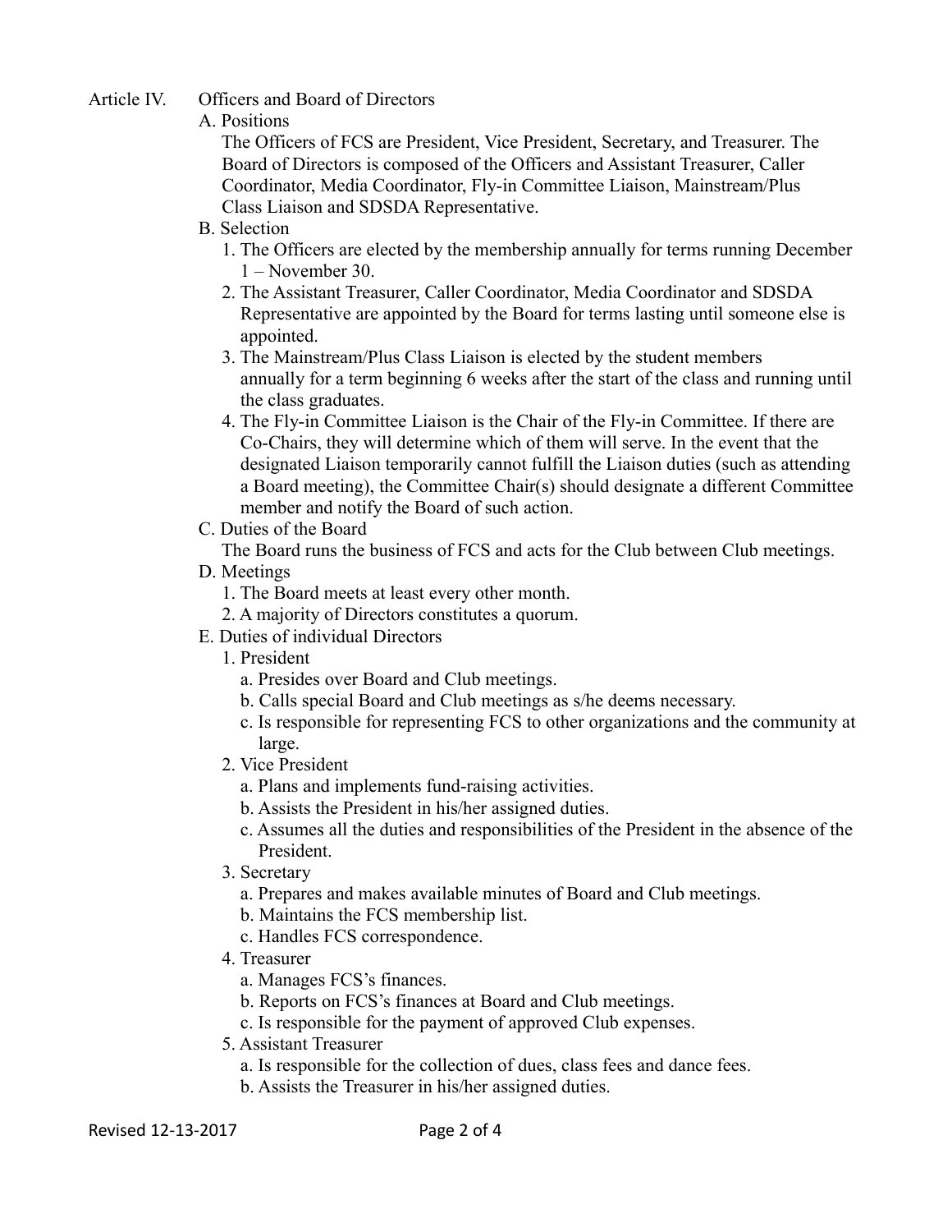## Article IV. Officers and Board of Directors

A. Positions

The Officers of FCS are President, Vice President, Secretary, and Treasurer. The Board of Directors is composed of the Officers and Assistant Treasurer, Caller Coordinator, Media Coordinator, Fly-in Committee Liaison, Mainstream/Plus Class Liaison and SDSDA Representative.

B. Selection

1. The Officers are elected by the membership annually for terms running December 1 – November 30.
2. The Assistant Treasurer, Caller Coordinator, Media Coordinator and SDSDA Representative are appointed by the Board for terms lasting until someone else is appointed.
3. The Mainstream/Plus Class Liaison is elected by the student members annually for a term beginning 6 weeks after the start of the class and running until the class graduates.
4. The Fly-in Committee Liaison is the Chair of the Fly-in Committee. If there are Co-Chairs, they will determine which of them will serve. In the event that the designated Liaison temporarily cannot fulfill the Liaison duties (such as attending a Board meeting), the Committee Chair(s) should designate a different Committee member and notify the Board of such action.

C. Duties of the Board

The Board runs the business of FCS and acts for the Club between Club meetings.

D. Meetings

1. The Board meets at least every other month.
2. A majority of Directors constitutes a quorum.

E. Duties of individual Directors

1. President
   a. Presides over Board and Club meetings.
   b. Calls special Board and Club meetings as s/he deems necessary.
   c. Is responsible for representing FCS to other organizations and the community at large.
2. Vice President
   a. Plans and implements fund-raising activities.
   b. Assists the President in his/her assigned duties.
   c. Assumes all the duties and responsibilities of the President in the absence of the President.
3. Secretary
   a. Prepares and makes available minutes of Board and Club meetings.
   b. Maintains the FCS membership list.
   c. Handles FCS correspondence.
4. Treasurer
   a. Manages FCS's finances.
   b. Reports on FCS's finances at Board and Club meetings.
   c. Is responsible for the payment of approved Club expenses.
5. Assistant Treasurer
   a. Is responsible for the collection of dues, class fees and dance fees.
   b. Assists the Treasurer in his/her assigned duties.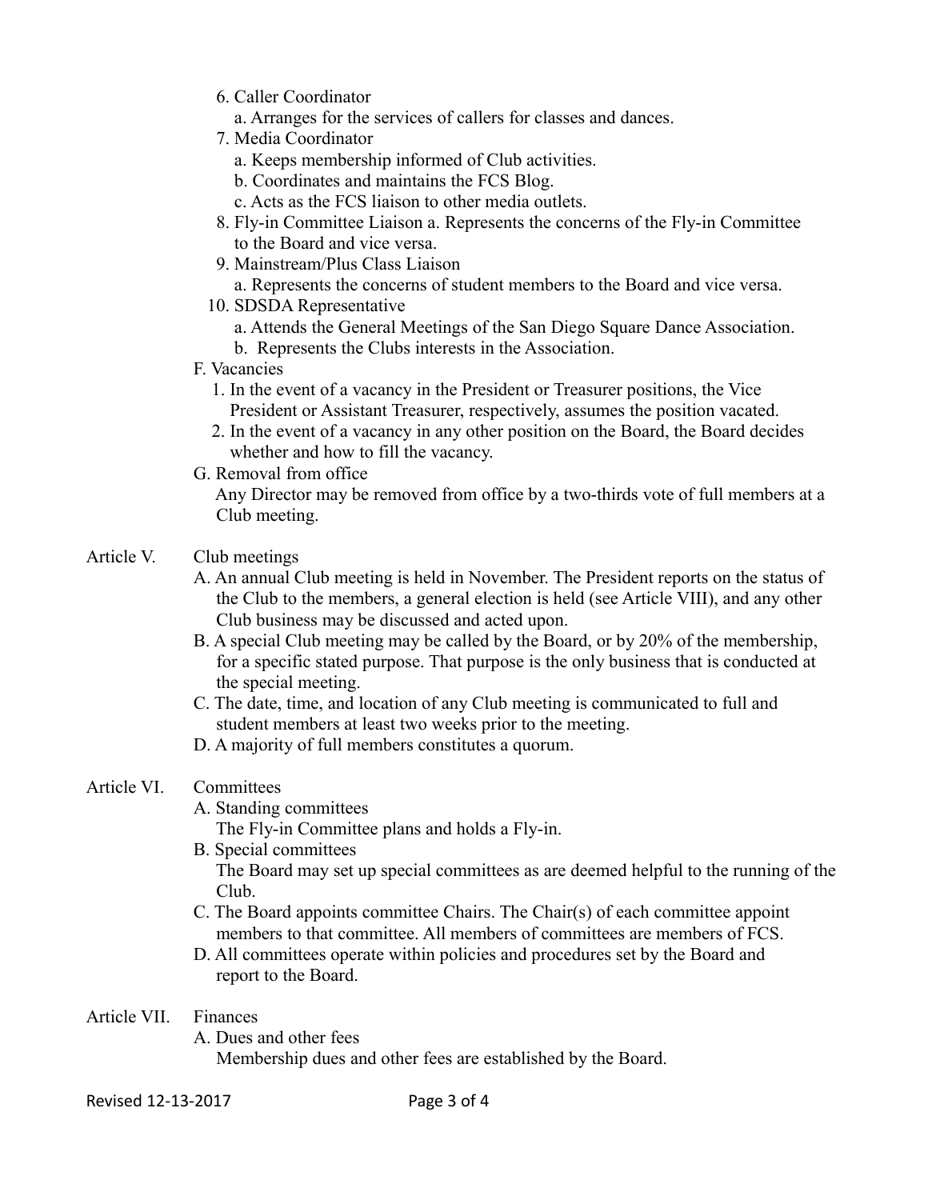6. Caller Coordinator
    a. Arranges for the services of callers for classes and dances.
7. Media Coordinator
    a. Keeps membership informed of Club activities.
    b. Coordinates and maintains the FCS Blog.
    c. Acts as the FCS liaison to other media outlets.
8. Fly-in Committee Liaison a. Represents the concerns of the Fly-in Committee to the Board and vice versa.
9. Mainstream/Plus Class Liaison
    a. Represents the concerns of student members to the Board and vice versa.
10. SDSDA Representative
    a. Attends the General Meetings of the San Diego Square Dance Association.
    b. Represents the Clubs interests in the Association.

F. Vacancies
1. In the event of a vacancy in the President or Treasurer positions, the Vice President or Assistant Treasurer, respectively, assumes the position vacated.
2. In the event of a vacancy in any other position on the Board, the Board decides whether and how to fill the vacancy.

G. Removal from office
Any Director may be removed from office by a two-thirds vote of full members at a Club meeting.

## Article V. Club meetings

A. An annual Club meeting is held in November. The President reports on the status of the Club to the members, a general election is held (see Article VIII), and any other Club business may be discussed and acted upon.

B. A special Club meeting may be called by the Board, or by 20% of the membership, for a specific stated purpose. That purpose is the only business that is conducted at the special meeting.

C. The date, time, and location of any Club meeting is communicated to full and student members at least two weeks prior to the meeting.

D. A majority of full members constitutes a quorum.

## Article VI. Committees

A. Standing committees
The Fly-in Committee plans and holds a Fly-in.

B. Special committees
The Board may set up special committees as are deemed helpful to the running of the Club.

C. The Board appoints committee Chairs. The Chair(s) of each committee appoint members to that committee. All members of committees are members of FCS.

D. All committees operate within policies and procedures set by the Board and report to the Board.

## Article VII. Finances

A. Dues and other fees
Membership dues and other fees are established by the Board.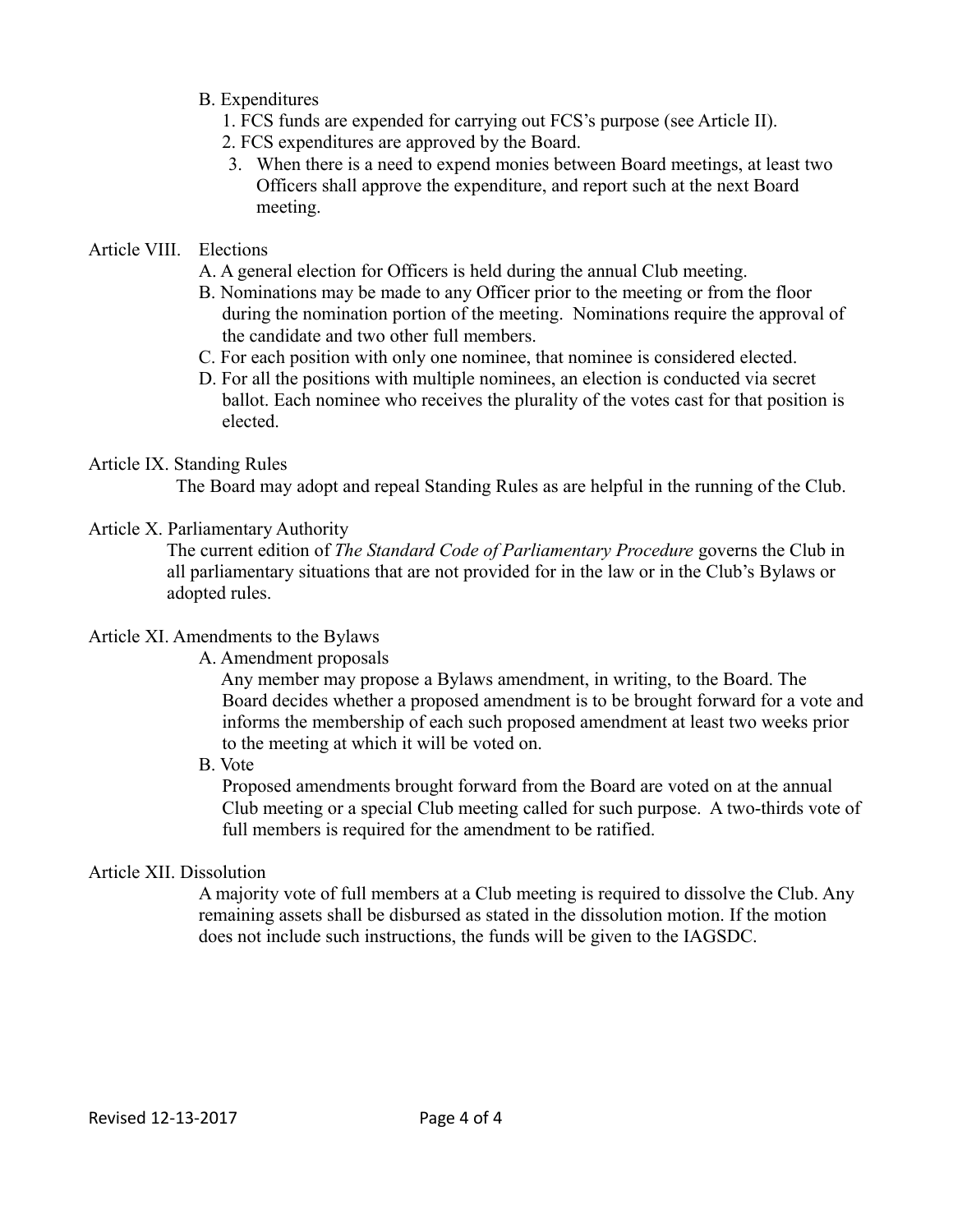B. Expenditures

1. FCS funds are expended for carrying out FCS's purpose (see Article II).
2. FCS expenditures are approved by the Board.
3. When there is a need to expend monies between Board meetings, at least two Officers shall approve the expenditure, and report such at the next Board meeting.

## Article VIII. Elections

A. A general election for Officers is held during the annual Club meeting.

B. Nominations may be made to any Officer prior to the meeting or from the floor during the nomination portion of the meeting. Nominations require the approval of the candidate and two other full members.

C. For each position with only one nominee, that nominee is considered elected.

D. For all the positions with multiple nominees, an election is conducted via secret ballot. Each nominee who receives the plurality of the votes cast for that position is elected.

## Article IX. Standing Rules

The Board may adopt and repeal Standing Rules as are helpful in the running of the Club.

## Article X. Parliamentary Authority

The current edition of *The Standard Code of Parliamentary Procedure* governs the Club in all parliamentary situations that are not provided for in the law or in the Club's Bylaws or adopted rules.

## Article XI. Amendments to the Bylaws

A. Amendment proposals

Any member may propose a Bylaws amendment, in writing, to the Board. The Board decides whether a proposed amendment is to be brought forward for a vote and informs the membership of each such proposed amendment at least two weeks prior to the meeting at which it will be voted on.

B. Vote

Proposed amendments brought forward from the Board are voted on at the annual Club meeting or a special Club meeting called for such purpose. A two-thirds vote of full members is required for the amendment to be ratified.

## Article XII. Dissolution

A majority vote of full members at a Club meeting is required to dissolve the Club. Any remaining assets shall be disbursed as stated in the dissolution motion. If the motion does not include such instructions, the funds will be given to the IAGSDC.

Revised 12-13-2017